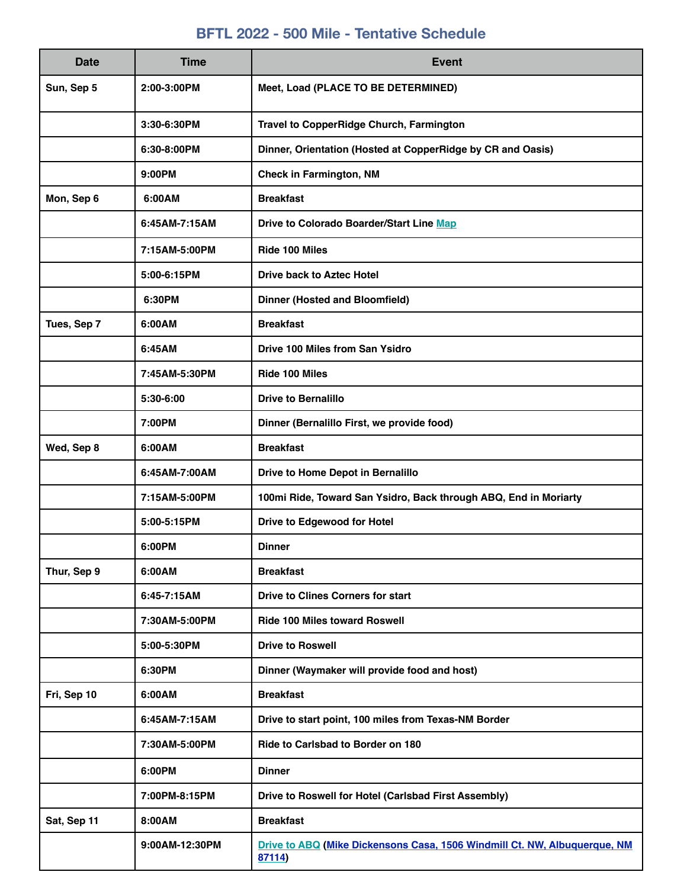# BFTL 2022 - 500 Mile - Tentative Schedule

| Date | Time | Event |
|---|---|---|
| Sun, Sep 5 | 2:00-3:00PM | Meet, Load (PLACE TO BE DETERMINED) |
| | 3:30-6:30PM | Travel to CopperRidge Church, Farmington |
| | 6:30-8:00PM | Dinner, Orientation (Hosted at CopperRidge by CR and Oasis) |
| | 9:00PM | Check in Farmington, NM |
| Mon, Sep 6 | 6:00AM | Breakfast |
| | 6:45AM-7:15AM | Drive to Colorado Boarder/Start Line Map |
| | 7:15AM-5:00PM | Ride 100 Miles |
| | 5:00-6:15PM | Drive back to Aztec Hotel |
| | 6:30PM | Dinner (Hosted and Bloomfield) |
| Tues, Sep 7 | 6:00AM | Breakfast |
| | 6:45AM | Drive 100 Miles from San Ysidro |
| | 7:45AM-5:30PM | Ride 100 Miles |
| | 5:30-6:00 | Drive to Bernalillo |
| | 7:00PM | Dinner (Bernalillo First, we provide food) |
| Wed, Sep 8 | 6:00AM | Breakfast |
| | 6:45AM-7:00AM | Drive to Home Depot in Bernalillo |
| | 7:15AM-5:00PM | 100mi Ride, Toward San Ysidro, Back through ABQ, End in Moriarty |
| | 5:00-5:15PM | Drive to Edgewood for Hotel |
| | 6:00PM | Dinner |
| Thur, Sep 9 | 6:00AM | Breakfast |
| | 6:45-7:15AM | Drive to Clines Corners for start |
| | 7:30AM-5:00PM | Ride 100 Miles toward Roswell |
| | 5:00-5:30PM | Drive to Roswell |
| | 6:30PM | Dinner (Waymaker will provide food and host) |
| Fri, Sep 10 | 6:00AM | Breakfast |
| | 6:45AM-7:15AM | Drive to start point, 100 miles from Texas-NM Border |
| | 7:30AM-5:00PM | Ride to Carlsbad to Border on 180 |
| | 6:00PM | Dinner |
| | 7:00PM-8:15PM | Drive to Roswell for Hotel (Carlsbad First Assembly) |
| Sat, Sep 11 | 8:00AM | Breakfast |
| | 9:00AM-12:30PM | Drive to ABQ (Mike Dickensons Casa, 1506 Windmill Ct. NW, Albuquerque, NM 87114) |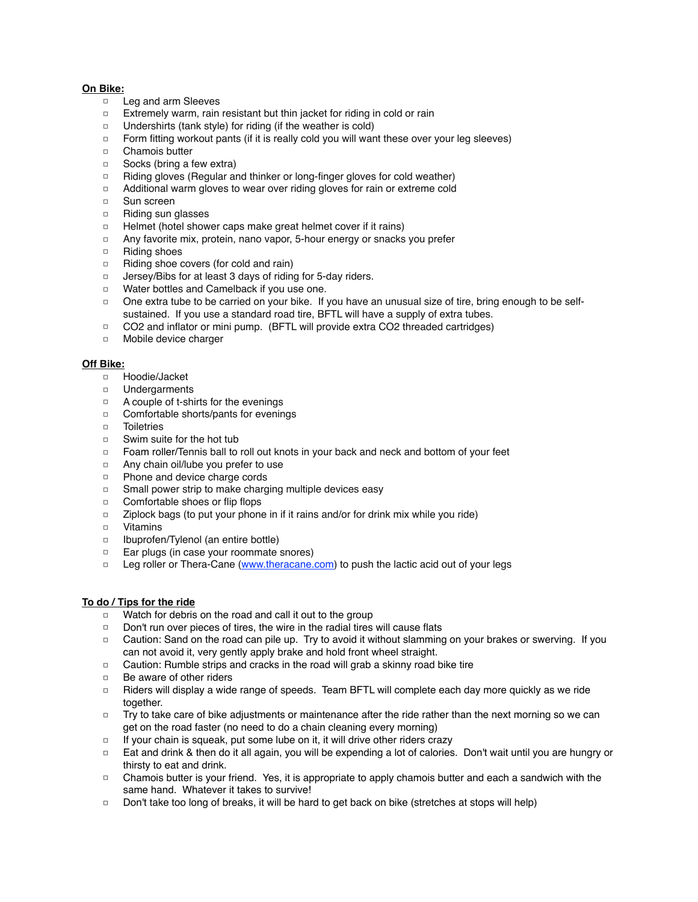**On Bike:**

- Leg and arm Sleeves
- Extremely warm, rain resistant but thin jacket for riding in cold or rain
- Undershirts (tank style) for riding (if the weather is cold)
- Form fitting workout pants (if it is really cold you will want these over your leg sleeves)
- Chamois butter
- Socks (bring a few extra)
- Riding gloves (Regular and thinker or long-finger gloves for cold weather)
- Additional warm gloves to wear over riding gloves for rain or extreme cold
- Sun screen
- Riding sun glasses
- Helmet (hotel shower caps make great helmet cover if it rains)
- Any favorite mix, protein, nano vapor, 5-hour energy or snacks you prefer
- Riding shoes
- Riding shoe covers (for cold and rain)
- Jersey/Bibs for at least 3 days of riding for 5-day riders.
- Water bottles and Camelback if you use one.
- One extra tube to be carried on your bike. If you have an unusual size of tire, bring enough to be self-sustained. If you use a standard road tire, BFTL will have a supply of extra tubes.
- CO2 and inflator or mini pump. (BFTL will provide extra CO2 threaded cartridges)
- Mobile device charger

**Off Bike:**

- Hoodie/Jacket
- Undergarments
- A couple of t-shirts for the evenings
- Comfortable shorts/pants for evenings
- Toiletries
- Swim suite for the hot tub
- Foam roller/Tennis ball to roll out knots in your back and neck and bottom of your feet
- Any chain oil/lube you prefer to use
- Phone and device charge cords
- Small power strip to make charging multiple devices easy
- Comfortable shoes or flip flops
- Ziplock bags (to put your phone in if it rains and/or for drink mix while you ride)
- Vitamins
- Ibuprofen/Tylenol (an entire bottle)
- Ear plugs (in case your roommate snores)
- Leg roller or Thera-Cane ([www.theracane.com](http://www.theracane.com)) to push the lactic acid out of your legs

**To do / Tips for the ride**

- Watch for debris on the road and call it out to the group
- Don't run over pieces of tires, the wire in the radial tires will cause flats
- Caution: Sand on the road can pile up. Try to avoid it without slamming on your brakes or swerving. If you can not avoid it, very gently apply brake and hold front wheel straight.
- Caution: Rumble strips and cracks in the road will grab a skinny road bike tire
- Be aware of other riders
- Riders will display a wide range of speeds. Team BFTL will complete each day more quickly as we ride together.
- Try to take care of bike adjustments or maintenance after the ride rather than the next morning so we can get on the road faster (no need to do a chain cleaning every morning)
- If your chain is squeak, put some lube on it, it will drive other riders crazy
- Eat and drink & then do it all again, you will be expending a lot of calories. Don't wait until you are hungry or thirsty to eat and drink.
- Chamois butter is your friend. Yes, it is appropriate to apply chamois butter and each a sandwich with the same hand. Whatever it takes to survive!
- Don't take too long of breaks, it will be hard to get back on bike (stretches at stops will help)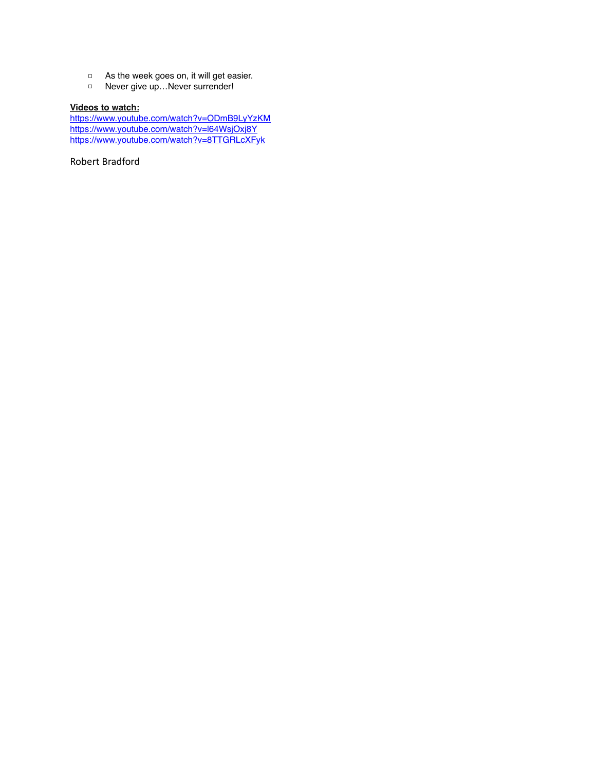- As the week goes on, it will get easier.
- Never give up…Never surrender!

**Videos to watch:**
https://www.youtube.com/watch?v=ODmB9LyYzKM
https://www.youtube.com/watch?v=l64WsjOxj8Y
https://www.youtube.com/watch?v=8TTGRLcXFyk

Robert Bradford